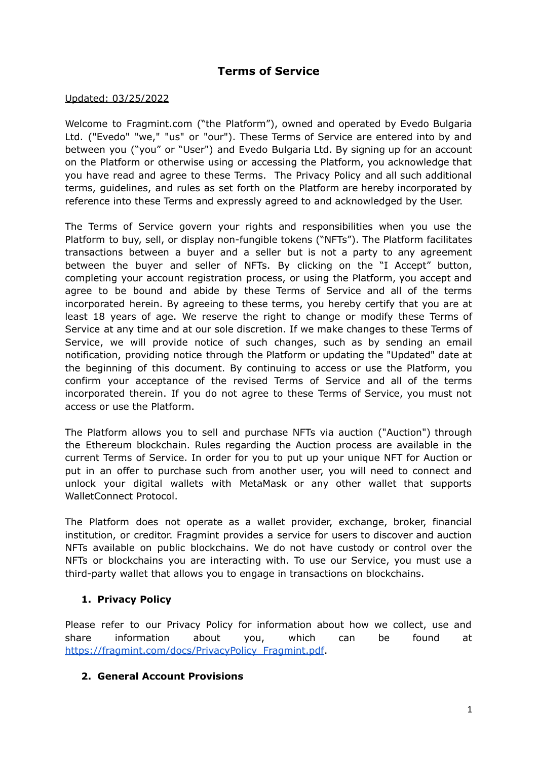# Terms of Service

Updated: 03/25/2022

Welcome to Fragmint.com ("the Platform"), owned and operated by Evedo Bulgaria Ltd. ("Evedo" "we," "us" or "our"). These Terms of Service are entered into by and between you ("you" or "User") and Evedo Bulgaria Ltd. By signing up for an account on the Platform or otherwise using or accessing the Platform, you acknowledge that you have read and agree to these Terms. The Privacy Policy and all such additional terms, guidelines, and rules as set forth on the Platform are hereby incorporated by reference into these Terms and expressly agreed to and acknowledged by the User.

The Terms of Service govern your rights and responsibilities when you use the Platform to buy, sell, or display non-fungible tokens ("NFTs"). The Platform facilitates transactions between a buyer and a seller but is not a party to any agreement between the buyer and seller of NFTs. By clicking on the "I Accept" button, completing your account registration process, or using the Platform, you accept and agree to be bound and abide by these Terms of Service and all of the terms incorporated herein. By agreeing to these terms, you hereby certify that you are at least 18 years of age. We reserve the right to change or modify these Terms of Service at any time and at our sole discretion. If we make changes to these Terms of Service, we will provide notice of such changes, such as by sending an email notification, providing notice through the Platform or updating the "Updated" date at the beginning of this document. By continuing to access or use the Platform, you confirm your acceptance of the revised Terms of Service and all of the terms incorporated therein. If you do not agree to these Terms of Service, you must not access or use the Platform.

The Platform allows you to sell and purchase NFTs via auction ("Auction") through the Ethereum blockchain. Rules regarding the Auction process are available in the current Terms of Service. In order for you to put up your unique NFT for Auction or put in an offer to purchase such from another user, you will need to connect and unlock your digital wallets with MetaMask or any other wallet that supports WalletConnect Protocol.

The Platform does not operate as a wallet provider, exchange, broker, financial institution, or creditor. Fragmint provides a service for users to discover and auction NFTs available on public blockchains. We do not have custody or control over the NFTs or blockchains you are interacting with. To use our Service, you must use a third-party wallet that allows you to engage in transactions on blockchains.

## 1. Privacy Policy

Please refer to our Privacy Policy for information about how we collect, use and share information about you, which can be found at [https://fragmint.com/docs/PrivacyPolicy_Fragmint.pdf](https://fragmint.com/docs/PrivacyPolicy_Fragmint.pdf).

## 2. General Account Provisions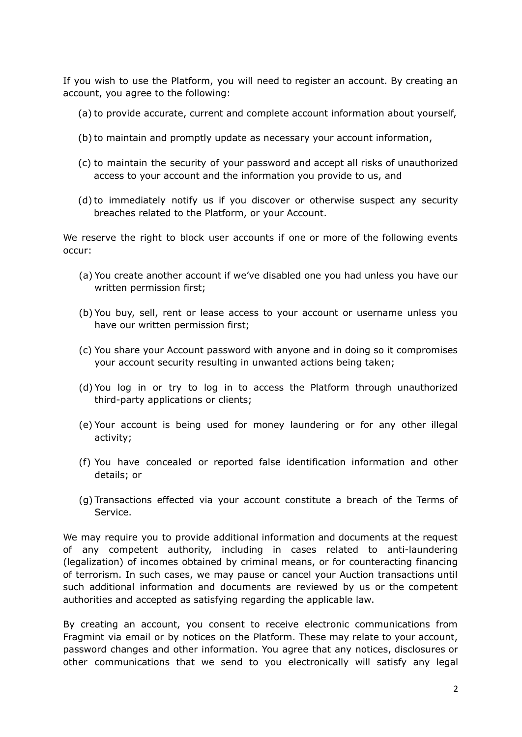If you wish to use the Platform, you will need to register an account. By creating an account, you agree to the following:

(a) to provide accurate, current and complete account information about yourself,

(b) to maintain and promptly update as necessary your account information,

(c) to maintain the security of your password and accept all risks of unauthorized access to your account and the information you provide to us, and

(d) to immediately notify us if you discover or otherwise suspect any security breaches related to the Platform, or your Account.

We reserve the right to block user accounts if one or more of the following events occur:

(a) You create another account if we've disabled one you had unless you have our written permission first;

(b) You buy, sell, rent or lease access to your account or username unless you have our written permission first;

(c) You share your Account password with anyone and in doing so it compromises your account security resulting in unwanted actions being taken;

(d) You log in or try to log in to access the Platform through unauthorized third-party applications or clients;

(e) Your account is being used for money laundering or for any other illegal activity;

(f) You have concealed or reported false identification information and other details; or

(g) Transactions effected via your account constitute a breach of the Terms of Service.

We may require you to provide additional information and documents at the request of any competent authority, including in cases related to anti-laundering (legalization) of incomes obtained by criminal means, or for counteracting financing of terrorism. In such cases, we may pause or cancel your Auction transactions until such additional information and documents are reviewed by us or the competent authorities and accepted as satisfying regarding the applicable law.

By creating an account, you consent to receive electronic communications from Fragmint via email or by notices on the Platform. These may relate to your account, password changes and other information. You agree that any notices, disclosures or other communications that we send to you electronically will satisfy any legal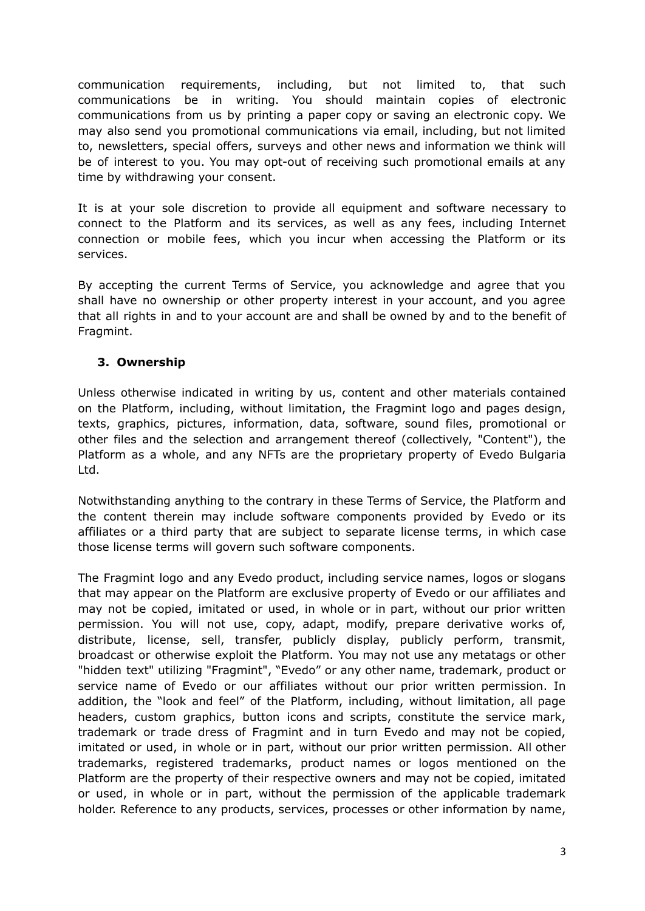communication requirements, including, but not limited to, that such communications be in writing. You should maintain copies of electronic communications from us by printing a paper copy or saving an electronic copy. We may also send you promotional communications via email, including, but not limited to, newsletters, special offers, surveys and other news and information we think will be of interest to you. You may opt-out of receiving such promotional emails at any time by withdrawing your consent.

It is at your sole discretion to provide all equipment and software necessary to connect to the Platform and its services, as well as any fees, including Internet connection or mobile fees, which you incur when accessing the Platform or its services.

By accepting the current Terms of Service, you acknowledge and agree that you shall have no ownership or other property interest in your account, and you agree that all rights in and to your account are and shall be owned by and to the benefit of Fragmint.

### 3. Ownership

Unless otherwise indicated in writing by us, content and other materials contained on the Platform, including, without limitation, the Fragmint logo and pages design, texts, graphics, pictures, information, data, software, sound files, promotional or other files and the selection and arrangement thereof (collectively, "Content"), the Platform as a whole, and any NFTs are the proprietary property of Evedo Bulgaria Ltd.

Notwithstanding anything to the contrary in these Terms of Service, the Platform and the content therein may include software components provided by Evedo or its affiliates or a third party that are subject to separate license terms, in which case those license terms will govern such software components.

The Fragmint logo and any Evedo product, including service names, logos or slogans that may appear on the Platform are exclusive property of Evedo or our affiliates and may not be copied, imitated or used, in whole or in part, without our prior written permission. You will not use, copy, adapt, modify, prepare derivative works of, distribute, license, sell, transfer, publicly display, publicly perform, transmit, broadcast or otherwise exploit the Platform. You may not use any metatags or other "hidden text" utilizing "Fragmint", "Evedo" or any other name, trademark, product or service name of Evedo or our affiliates without our prior written permission. In addition, the "look and feel" of the Platform, including, without limitation, all page headers, custom graphics, button icons and scripts, constitute the service mark, trademark or trade dress of Fragmint and in turn Evedo and may not be copied, imitated or used, in whole or in part, without our prior written permission. All other trademarks, registered trademarks, product names or logos mentioned on the Platform are the property of their respective owners and may not be copied, imitated or used, in whole or in part, without the permission of the applicable trademark holder. Reference to any products, services, processes or other information by name,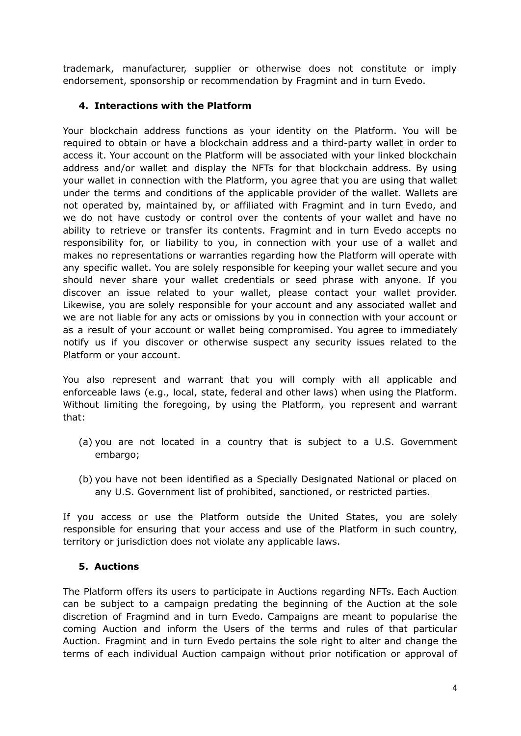trademark, manufacturer, supplier or otherwise does not constitute or imply endorsement, sponsorship or recommendation by Fragmint and in turn Evedo.

## 4. Interactions with the Platform

Your blockchain address functions as your identity on the Platform. You will be required to obtain or have a blockchain address and a third-party wallet in order to access it. Your account on the Platform will be associated with your linked blockchain address and/or wallet and display the NFTs for that blockchain address. By using your wallet in connection with the Platform, you agree that you are using that wallet under the terms and conditions of the applicable provider of the wallet. Wallets are not operated by, maintained by, or affiliated with Fragmint and in turn Evedo, and we do not have custody or control over the contents of your wallet and have no ability to retrieve or transfer its contents. Fragmint and in turn Evedo accepts no responsibility for, or liability to you, in connection with your use of a wallet and makes no representations or warranties regarding how the Platform will operate with any specific wallet. You are solely responsible for keeping your wallet secure and you should never share your wallet credentials or seed phrase with anyone. If you discover an issue related to your wallet, please contact your wallet provider. Likewise, you are solely responsible for your account and any associated wallet and we are not liable for any acts or omissions by you in connection with your account or as a result of your account or wallet being compromised. You agree to immediately notify us if you discover or otherwise suspect any security issues related to the Platform or your account.

You also represent and warrant that you will comply with all applicable and enforceable laws (e.g., local, state, federal and other laws) when using the Platform. Without limiting the foregoing, by using the Platform, you represent and warrant that:

(a) you are not located in a country that is subject to a U.S. Government embargo;

(b) you have not been identified as a Specially Designated National or placed on any U.S. Government list of prohibited, sanctioned, or restricted parties.

If you access or use the Platform outside the United States, you are solely responsible for ensuring that your access and use of the Platform in such country, territory or jurisdiction does not violate any applicable laws.

## 5. Auctions

The Platform offers its users to participate in Auctions regarding NFTs. Each Auction can be subject to a campaign predating the beginning of the Auction at the sole discretion of Fragmind and in turn Evedo. Campaigns are meant to popularise the coming Auction and inform the Users of the terms and rules of that particular Auction. Fragmint and in turn Evedo pertains the sole right to alter and change the terms of each individual Auction campaign without prior notification or approval of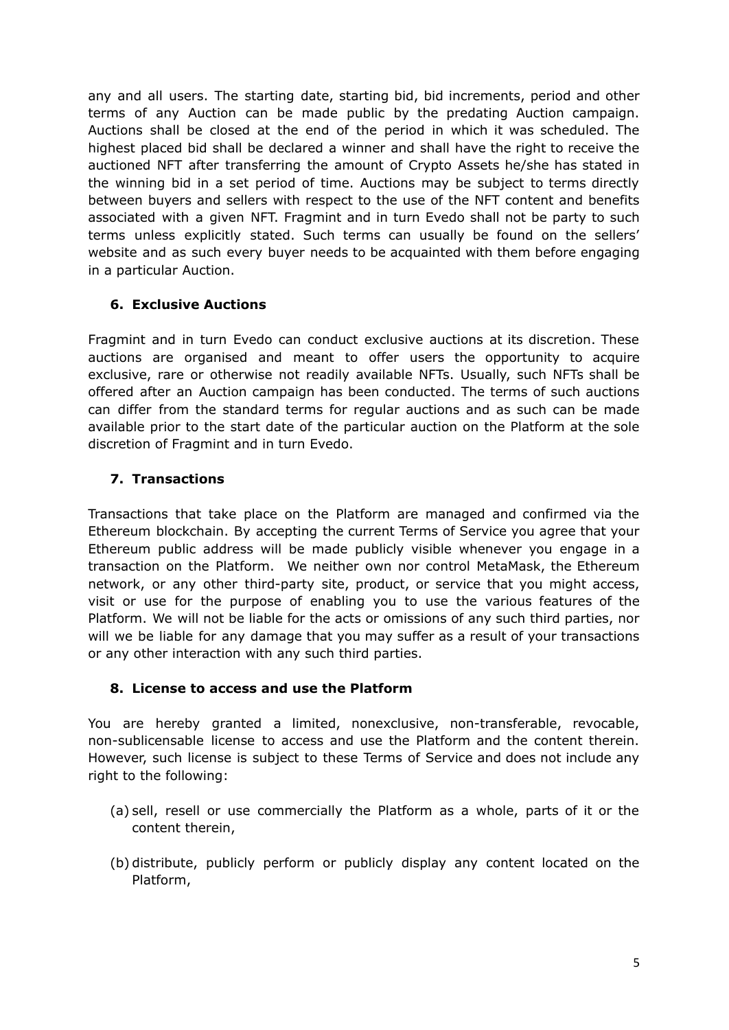any and all users. The starting date, starting bid, bid increments, period and other terms of any Auction can be made public by the predating Auction campaign. Auctions shall be closed at the end of the period in which it was scheduled. The highest placed bid shall be declared a winner and shall have the right to receive the auctioned NFT after transferring the amount of Crypto Assets he/she has stated in the winning bid in a set period of time. Auctions may be subject to terms directly between buyers and sellers with respect to the use of the NFT content and benefits associated with a given NFT. Fragmint and in turn Evedo shall not be party to such terms unless explicitly stated. Such terms can usually be found on the sellers' website and as such every buyer needs to be acquainted with them before engaging in a particular Auction.

### 6. Exclusive Auctions

Fragmint and in turn Evedo can conduct exclusive auctions at its discretion. These auctions are organised and meant to offer users the opportunity to acquire exclusive, rare or otherwise not readily available NFTs. Usually, such NFTs shall be offered after an Auction campaign has been conducted. The terms of such auctions can differ from the standard terms for regular auctions and as such can be made available prior to the start date of the particular auction on the Platform at the sole discretion of Fragmint and in turn Evedo.

### 7. Transactions

Transactions that take place on the Platform are managed and confirmed via the Ethereum blockchain. By accepting the current Terms of Service you agree that your Ethereum public address will be made publicly visible whenever you engage in a transaction on the Platform. We neither own nor control MetaMask, the Ethereum network, or any other third-party site, product, or service that you might access, visit or use for the purpose of enabling you to use the various features of the Platform. We will not be liable for the acts or omissions of any such third parties, nor will we be liable for any damage that you may suffer as a result of your transactions or any other interaction with any such third parties.

### 8. License to access and use the Platform

You are hereby granted a limited, nonexclusive, non-transferable, revocable, non-sublicensable license to access and use the Platform and the content therein. However, such license is subject to these Terms of Service and does not include any right to the following:

(a) sell, resell or use commercially the Platform as a whole, parts of it or the content therein,

(b) distribute, publicly perform or publicly display any content located on the Platform,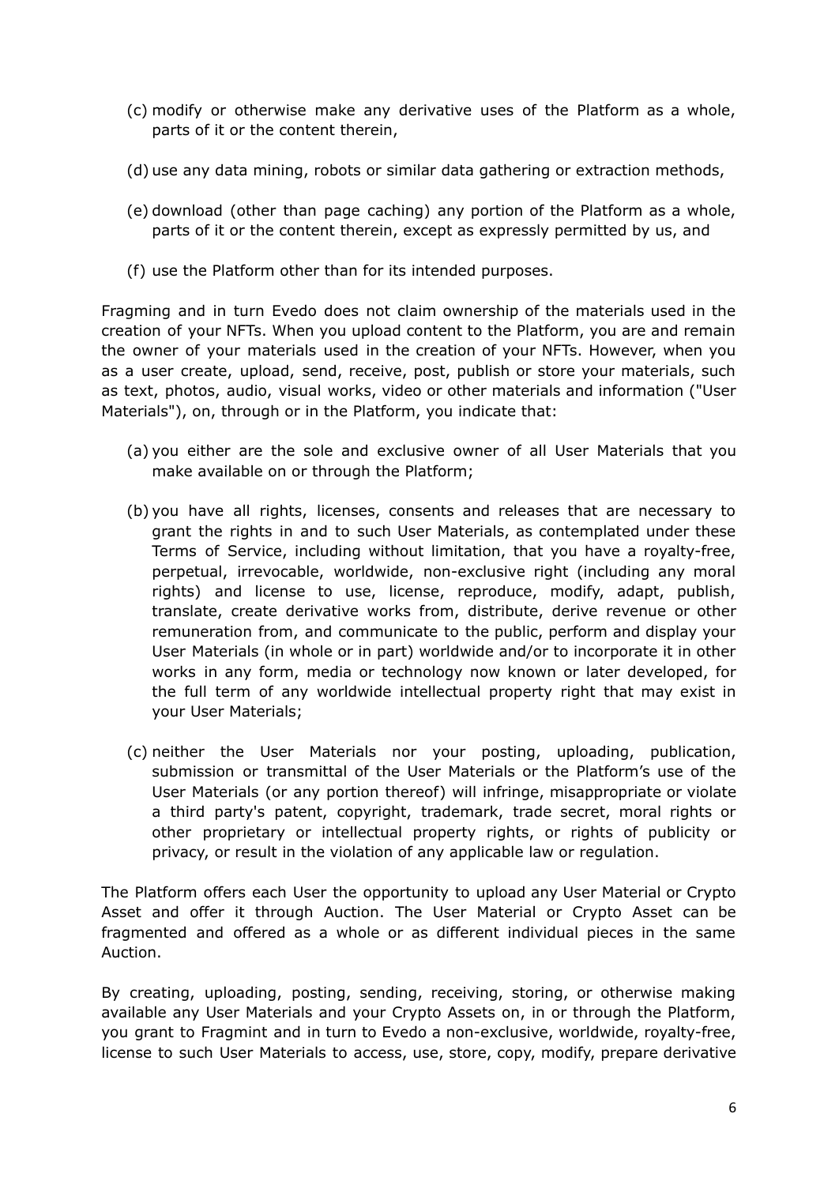(c) modify or otherwise make any derivative uses of the Platform as a whole, parts of it or the content therein,

(d) use any data mining, robots or similar data gathering or extraction methods,

(e) download (other than page caching) any portion of the Platform as a whole, parts of it or the content therein, except as expressly permitted by us, and

(f) use the Platform other than for its intended purposes.

Fragming and in turn Evedo does not claim ownership of the materials used in the creation of your NFTs. When you upload content to the Platform, you are and remain the owner of your materials used in the creation of your NFTs. However, when you as a user create, upload, send, receive, post, publish or store your materials, such as text, photos, audio, visual works, video or other materials and information ("User Materials"), on, through or in the Platform, you indicate that:

(a) you either are the sole and exclusive owner of all User Materials that you make available on or through the Platform;

(b) you have all rights, licenses, consents and releases that are necessary to grant the rights in and to such User Materials, as contemplated under these Terms of Service, including without limitation, that you have a royalty-free, perpetual, irrevocable, worldwide, non-exclusive right (including any moral rights) and license to use, license, reproduce, modify, adapt, publish, translate, create derivative works from, distribute, derive revenue or other remuneration from, and communicate to the public, perform and display your User Materials (in whole or in part) worldwide and/or to incorporate it in other works in any form, media or technology now known or later developed, for the full term of any worldwide intellectual property right that may exist in your User Materials;

(c) neither the User Materials nor your posting, uploading, publication, submission or transmittal of the User Materials or the Platform's use of the User Materials (or any portion thereof) will infringe, misappropriate or violate a third party's patent, copyright, trademark, trade secret, moral rights or other proprietary or intellectual property rights, or rights of publicity or privacy, or result in the violation of any applicable law or regulation.

The Platform offers each User the opportunity to upload any User Material or Crypto Asset and offer it through Auction. The User Material or Crypto Asset can be fragmented and offered as a whole or as different individual pieces in the same Auction.

By creating, uploading, posting, sending, receiving, storing, or otherwise making available any User Materials and your Crypto Assets on, in or through the Platform, you grant to Fragmint and in turn to Evedo a non-exclusive, worldwide, royalty-free, license to such User Materials to access, use, store, copy, modify, prepare derivative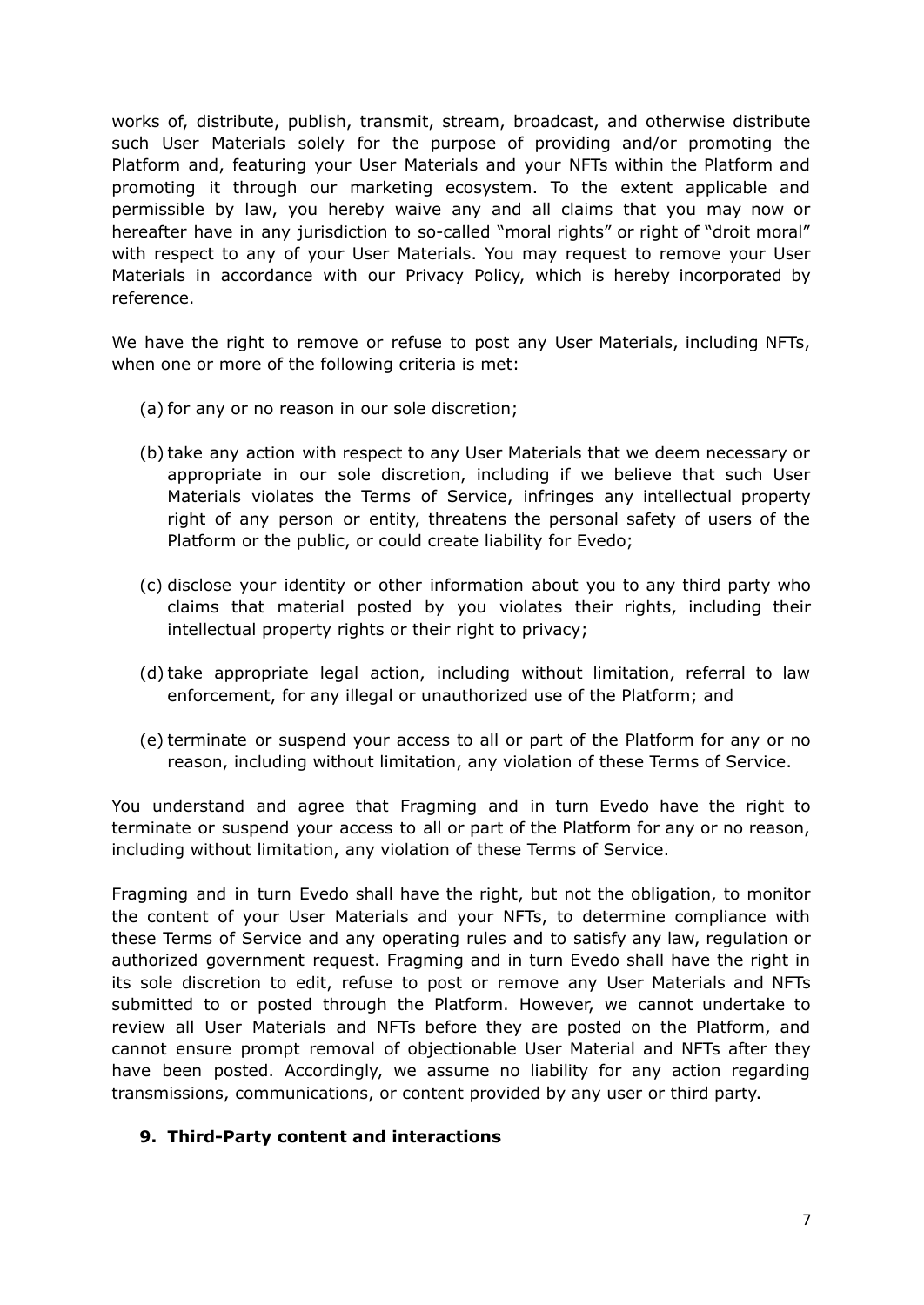works of, distribute, publish, transmit, stream, broadcast, and otherwise distribute such User Materials solely for the purpose of providing and/or promoting the Platform and, featuring your User Materials and your NFTs within the Platform and promoting it through our marketing ecosystem. To the extent applicable and permissible by law, you hereby waive any and all claims that you may now or hereafter have in any jurisdiction to so-called "moral rights" or right of "droit moral" with respect to any of your User Materials. You may request to remove your User Materials in accordance with our Privacy Policy, which is hereby incorporated by reference.

We have the right to remove or refuse to post any User Materials, including NFTs, when one or more of the following criteria is met:

(a) for any or no reason in our sole discretion;

(b) take any action with respect to any User Materials that we deem necessary or appropriate in our sole discretion, including if we believe that such User Materials violates the Terms of Service, infringes any intellectual property right of any person or entity, threatens the personal safety of users of the Platform or the public, or could create liability for Evedo;

(c) disclose your identity or other information about you to any third party who claims that material posted by you violates their rights, including their intellectual property rights or their right to privacy;

(d) take appropriate legal action, including without limitation, referral to law enforcement, for any illegal or unauthorized use of the Platform; and

(e) terminate or suspend your access to all or part of the Platform for any or no reason, including without limitation, any violation of these Terms of Service.

You understand and agree that Fragming and in turn Evedo have the right to terminate or suspend your access to all or part of the Platform for any or no reason, including without limitation, any violation of these Terms of Service.

Fragming and in turn Evedo shall have the right, but not the obligation, to monitor the content of your User Materials and your NFTs, to determine compliance with these Terms of Service and any operating rules and to satisfy any law, regulation or authorized government request. Fragming and in turn Evedo shall have the right in its sole discretion to edit, refuse to post or remove any User Materials and NFTs submitted to or posted through the Platform. However, we cannot undertake to review all User Materials and NFTs before they are posted on the Platform, and cannot ensure prompt removal of objectionable User Material and NFTs after they have been posted. Accordingly, we assume no liability for any action regarding transmissions, communications, or content provided by any user or third party.

## 9. Third-Party content and interactions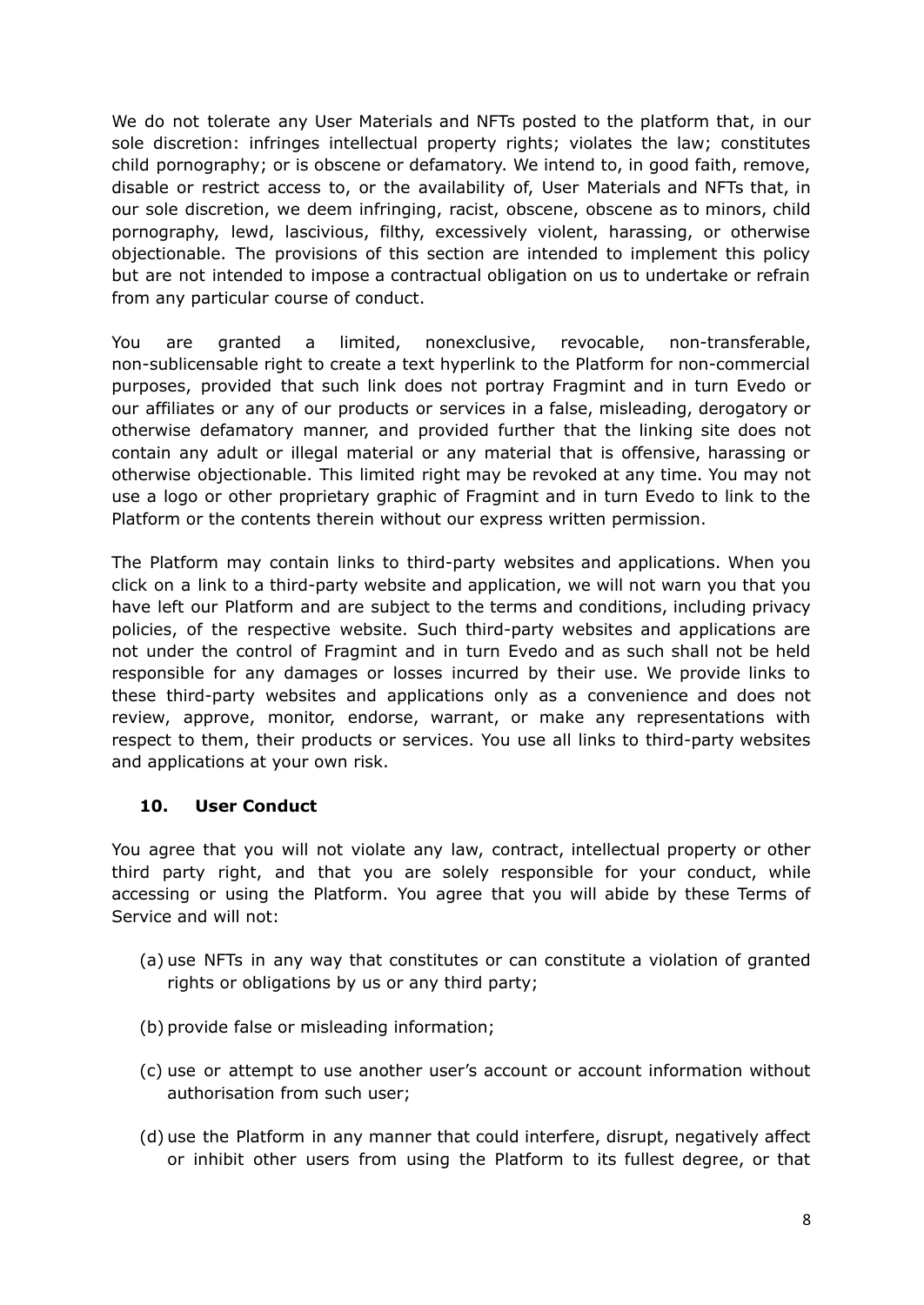We do not tolerate any User Materials and NFTs posted to the platform that, in our sole discretion: infringes intellectual property rights; violates the law; constitutes child pornography; or is obscene or defamatory. We intend to, in good faith, remove, disable or restrict access to, or the availability of, User Materials and NFTs that, in our sole discretion, we deem infringing, racist, obscene, obscene as to minors, child pornography, lewd, lascivious, filthy, excessively violent, harassing, or otherwise objectionable. The provisions of this section are intended to implement this policy but are not intended to impose a contractual obligation on us to undertake or refrain from any particular course of conduct.

You are granted a limited, nonexclusive, revocable, non-transferable, non-sublicensable right to create a text hyperlink to the Platform for non-commercial purposes, provided that such link does not portray Fragmint and in turn Evedo or our affiliates or any of our products or services in a false, misleading, derogatory or otherwise defamatory manner, and provided further that the linking site does not contain any adult or illegal material or any material that is offensive, harassing or otherwise objectionable. This limited right may be revoked at any time. You may not use a logo or other proprietary graphic of Fragmint and in turn Evedo to link to the Platform or the contents therein without our express written permission.

The Platform may contain links to third-party websites and applications. When you click on a link to a third-party website and application, we will not warn you that you have left our Platform and are subject to the terms and conditions, including privacy policies, of the respective website. Such third-party websites and applications are not under the control of Fragmint and in turn Evedo and as such shall not be held responsible for any damages or losses incurred by their use. We provide links to these third-party websites and applications only as a convenience and does not review, approve, monitor, endorse, warrant, or make any representations with respect to them, their products or services. You use all links to third-party websites and applications at your own risk.

## 10. User Conduct

You agree that you will not violate any law, contract, intellectual property or other third party right, and that you are solely responsible for your conduct, while accessing or using the Platform. You agree that you will abide by these Terms of Service and will not:

(a) use NFTs in any way that constitutes or can constitute a violation of granted rights or obligations by us or any third party;

(b) provide false or misleading information;

(c) use or attempt to use another user's account or account information without authorisation from such user;

(d) use the Platform in any manner that could interfere, disrupt, negatively affect or inhibit other users from using the Platform to its fullest degree, or that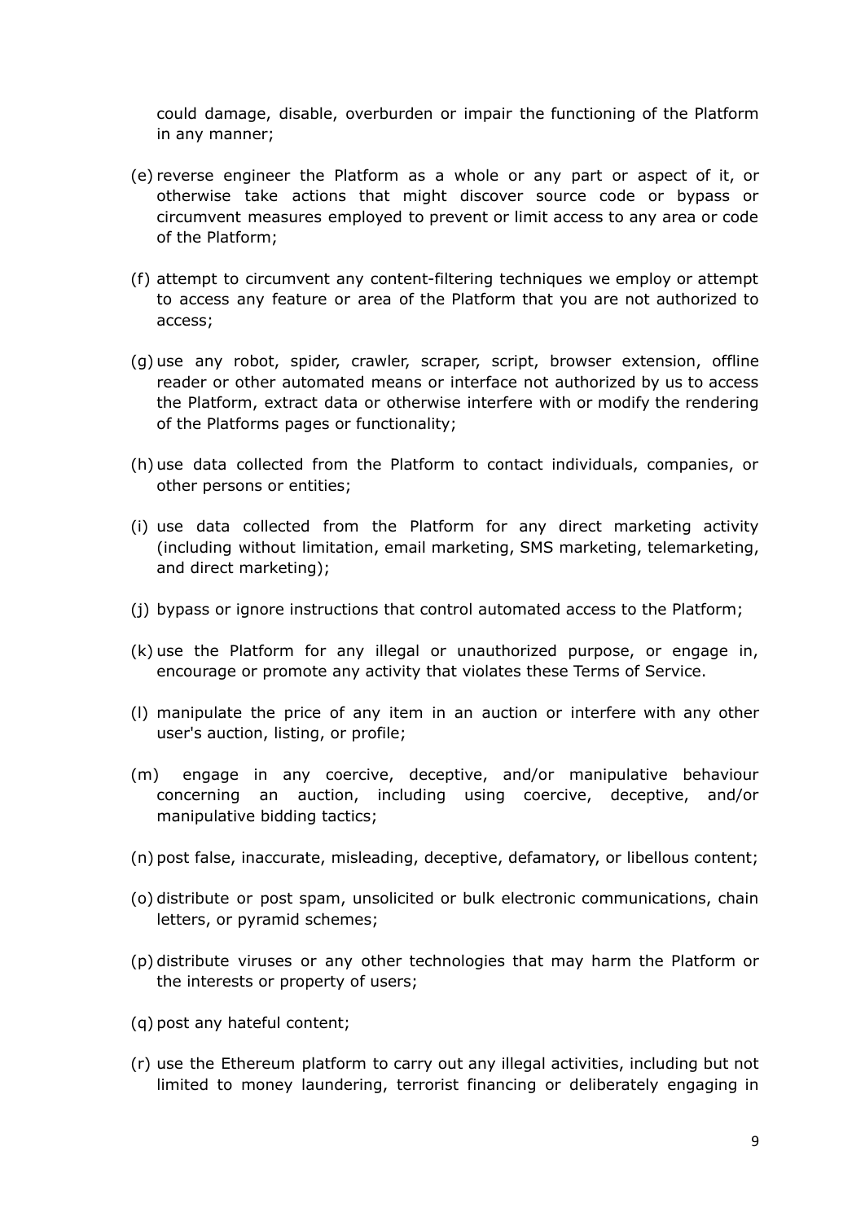could damage, disable, overburden or impair the functioning of the Platform in any manner;

(e) reverse engineer the Platform as a whole or any part or aspect of it, or otherwise take actions that might discover source code or bypass or circumvent measures employed to prevent or limit access to any area or code of the Platform;

(f) attempt to circumvent any content-filtering techniques we employ or attempt to access any feature or area of the Platform that you are not authorized to access;

(g) use any robot, spider, crawler, scraper, script, browser extension, offline reader or other automated means or interface not authorized by us to access the Platform, extract data or otherwise interfere with or modify the rendering of the Platforms pages or functionality;

(h) use data collected from the Platform to contact individuals, companies, or other persons or entities;

(i) use data collected from the Platform for any direct marketing activity (including without limitation, email marketing, SMS marketing, telemarketing, and direct marketing);

(j) bypass or ignore instructions that control automated access to the Platform;

(k) use the Platform for any illegal or unauthorized purpose, or engage in, encourage or promote any activity that violates these Terms of Service.

(l) manipulate the price of any item in an auction or interfere with any other user's auction, listing, or profile;

(m) engage in any coercive, deceptive, and/or manipulative behaviour concerning an auction, including using coercive, deceptive, and/or manipulative bidding tactics;

(n) post false, inaccurate, misleading, deceptive, defamatory, or libellous content;

(o) distribute or post spam, unsolicited or bulk electronic communications, chain letters, or pyramid schemes;

(p) distribute viruses or any other technologies that may harm the Platform or the interests or property of users;

(q) post any hateful content;

(r) use the Ethereum platform to carry out any illegal activities, including but not limited to money laundering, terrorist financing or deliberately engaging in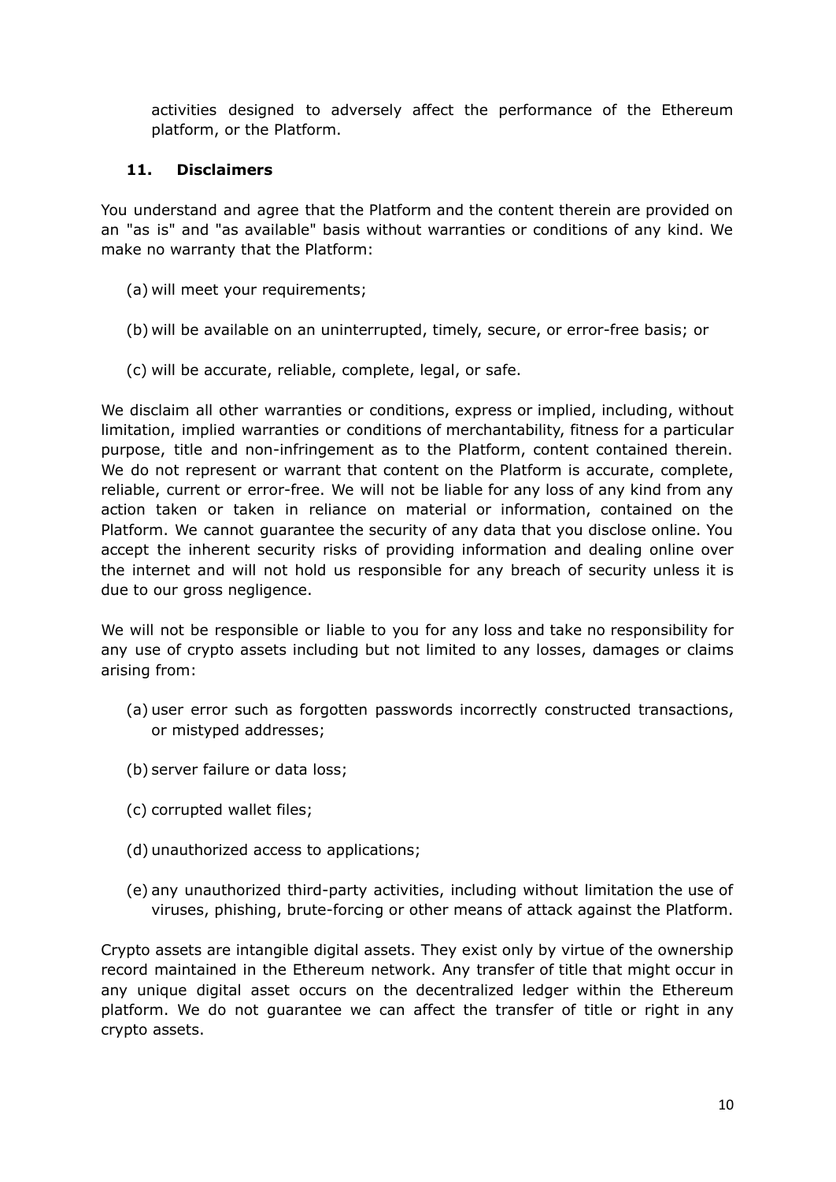activities designed to adversely affect the performance of the Ethereum platform, or the Platform.

## 11. Disclaimers

You understand and agree that the Platform and the content therein are provided on an "as is" and "as available" basis without warranties or conditions of any kind. We make no warranty that the Platform:

(a) will meet your requirements;

(b) will be available on an uninterrupted, timely, secure, or error-free basis; or

(c) will be accurate, reliable, complete, legal, or safe.

We disclaim all other warranties or conditions, express or implied, including, without limitation, implied warranties or conditions of merchantability, fitness for a particular purpose, title and non-infringement as to the Platform, content contained therein. We do not represent or warrant that content on the Platform is accurate, complete, reliable, current or error-free. We will not be liable for any loss of any kind from any action taken or taken in reliance on material or information, contained on the Platform. We cannot guarantee the security of any data that you disclose online. You accept the inherent security risks of providing information and dealing online over the internet and will not hold us responsible for any breach of security unless it is due to our gross negligence.

We will not be responsible or liable to you for any loss and take no responsibility for any use of crypto assets including but not limited to any losses, damages or claims arising from:

(a) user error such as forgotten passwords incorrectly constructed transactions, or mistyped addresses;

(b) server failure or data loss;

(c) corrupted wallet files;

(d) unauthorized access to applications;

(e) any unauthorized third-party activities, including without limitation the use of viruses, phishing, brute-forcing or other means of attack against the Platform.

Crypto assets are intangible digital assets. They exist only by virtue of the ownership record maintained in the Ethereum network. Any transfer of title that might occur in any unique digital asset occurs on the decentralized ledger within the Ethereum platform. We do not guarantee we can affect the transfer of title or right in any crypto assets.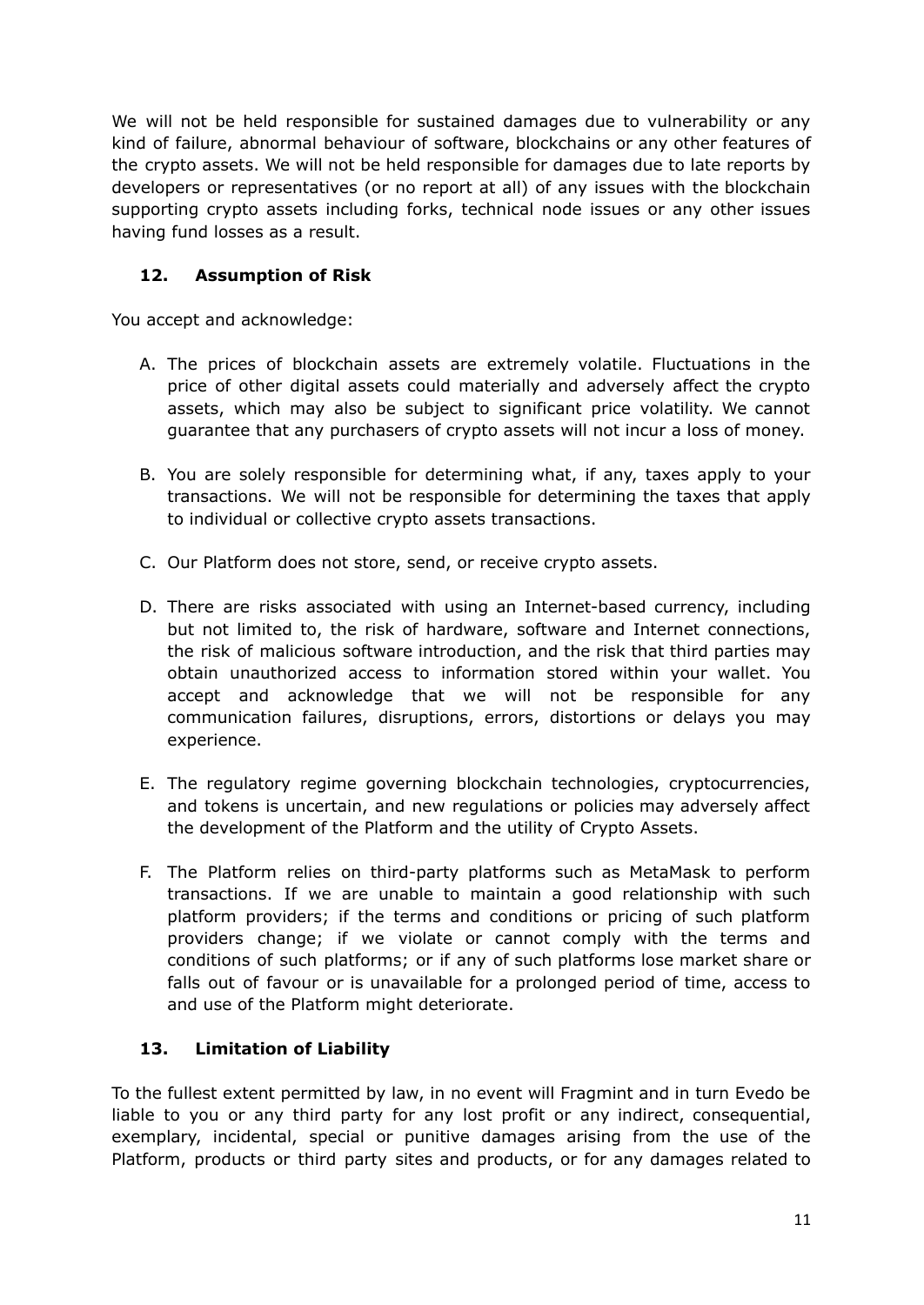We will not be held responsible for sustained damages due to vulnerability or any kind of failure, abnormal behaviour of software, blockchains or any other features of the crypto assets. We will not be held responsible for damages due to late reports by developers or representatives (or no report at all) of any issues with the blockchain supporting crypto assets including forks, technical node issues or any other issues having fund losses as a result.

## 12. Assumption of Risk

You accept and acknowledge:

A. The prices of blockchain assets are extremely volatile. Fluctuations in the price of other digital assets could materially and adversely affect the crypto assets, which may also be subject to significant price volatility. We cannot guarantee that any purchasers of crypto assets will not incur a loss of money.

B. You are solely responsible for determining what, if any, taxes apply to your transactions. We will not be responsible for determining the taxes that apply to individual or collective crypto assets transactions.

C. Our Platform does not store, send, or receive crypto assets.

D. There are risks associated with using an Internet-based currency, including but not limited to, the risk of hardware, software and Internet connections, the risk of malicious software introduction, and the risk that third parties may obtain unauthorized access to information stored within your wallet. You accept and acknowledge that we will not be responsible for any communication failures, disruptions, errors, distortions or delays you may experience.

E. The regulatory regime governing blockchain technologies, cryptocurrencies, and tokens is uncertain, and new regulations or policies may adversely affect the development of the Platform and the utility of Crypto Assets.

F. The Platform relies on third-party platforms such as MetaMask to perform transactions. If we are unable to maintain a good relationship with such platform providers; if the terms and conditions or pricing of such platform providers change; if we violate or cannot comply with the terms and conditions of such platforms; or if any of such platforms lose market share or falls out of favour or is unavailable for a prolonged period of time, access to and use of the Platform might deteriorate.

## 13. Limitation of Liability

To the fullest extent permitted by law, in no event will Fragmint and in turn Evedo be liable to you or any third party for any lost profit or any indirect, consequential, exemplary, incidental, special or punitive damages arising from the use of the Platform, products or third party sites and products, or for any damages related to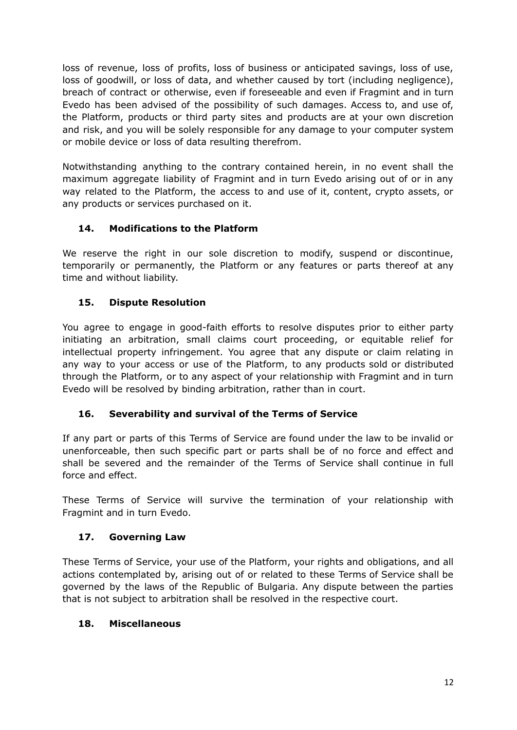loss of revenue, loss of profits, loss of business or anticipated savings, loss of use, loss of goodwill, or loss of data, and whether caused by tort (including negligence), breach of contract or otherwise, even if foreseeable and even if Fragmint and in turn Evedo has been advised of the possibility of such damages. Access to, and use of, the Platform, products or third party sites and products are at your own discretion and risk, and you will be solely responsible for any damage to your computer system or mobile device or loss of data resulting therefrom.

Notwithstanding anything to the contrary contained herein, in no event shall the maximum aggregate liability of Fragmint and in turn Evedo arising out of or in any way related to the Platform, the access to and use of it, content, crypto assets, or any products or services purchased on it.

## 14. Modifications to the Platform

We reserve the right in our sole discretion to modify, suspend or discontinue, temporarily or permanently, the Platform or any features or parts thereof at any time and without liability.

## 15. Dispute Resolution

You agree to engage in good-faith efforts to resolve disputes prior to either party initiating an arbitration, small claims court proceeding, or equitable relief for intellectual property infringement. You agree that any dispute or claim relating in any way to your access or use of the Platform, to any products sold or distributed through the Platform, or to any aspect of your relationship with Fragmint and in turn Evedo will be resolved by binding arbitration, rather than in court.

## 16. Severability and survival of the Terms of Service

If any part or parts of this Terms of Service are found under the law to be invalid or unenforceable, then such specific part or parts shall be of no force and effect and shall be severed and the remainder of the Terms of Service shall continue in full force and effect.

These Terms of Service will survive the termination of your relationship with Fragmint and in turn Evedo.

## 17. Governing Law

These Terms of Service, your use of the Platform, your rights and obligations, and all actions contemplated by, arising out of or related to these Terms of Service shall be governed by the laws of the Republic of Bulgaria. Any dispute between the parties that is not subject to arbitration shall be resolved in the respective court.

## 18. Miscellaneous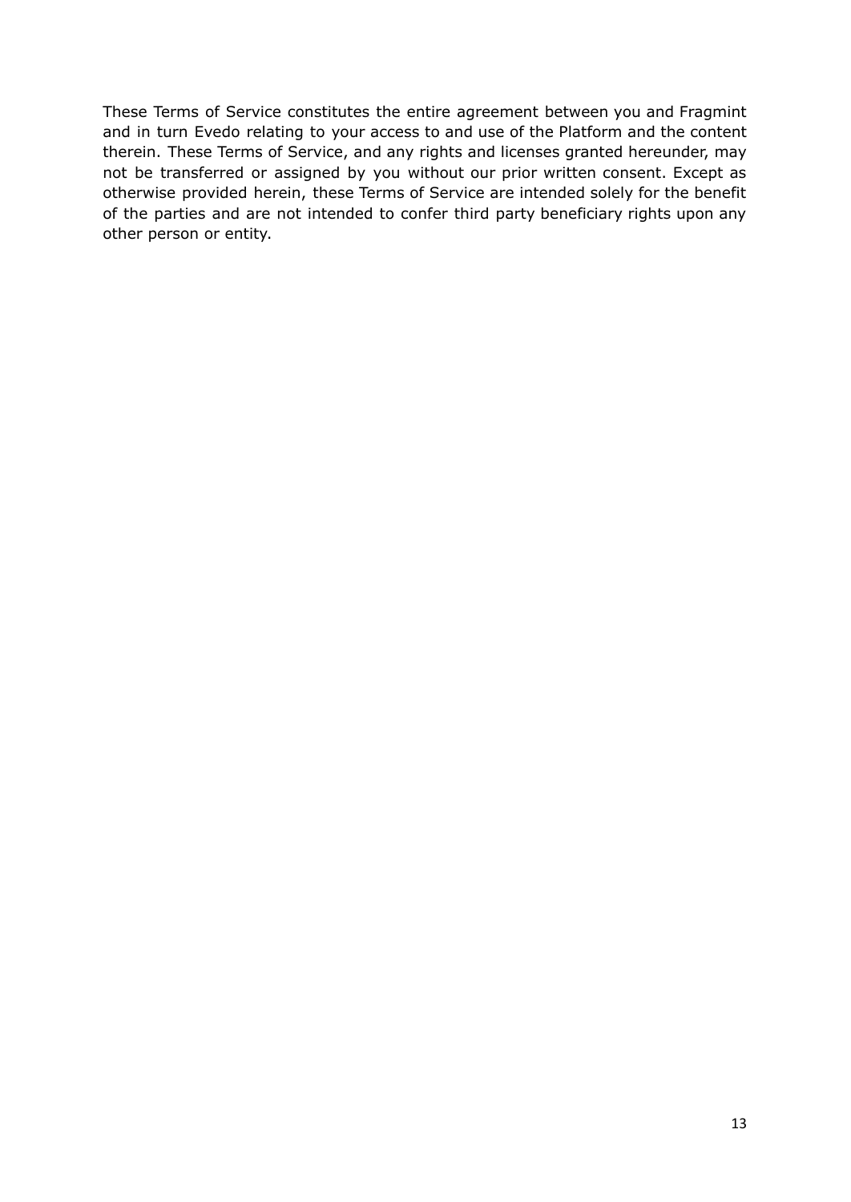These Terms of Service constitutes the entire agreement between you and Fragmint and in turn Evedo relating to your access to and use of the Platform and the content therein. These Terms of Service, and any rights and licenses granted hereunder, may not be transferred or assigned by you without our prior written consent. Except as otherwise provided herein, these Terms of Service are intended solely for the benefit of the parties and are not intended to confer third party beneficiary rights upon any other person or entity.